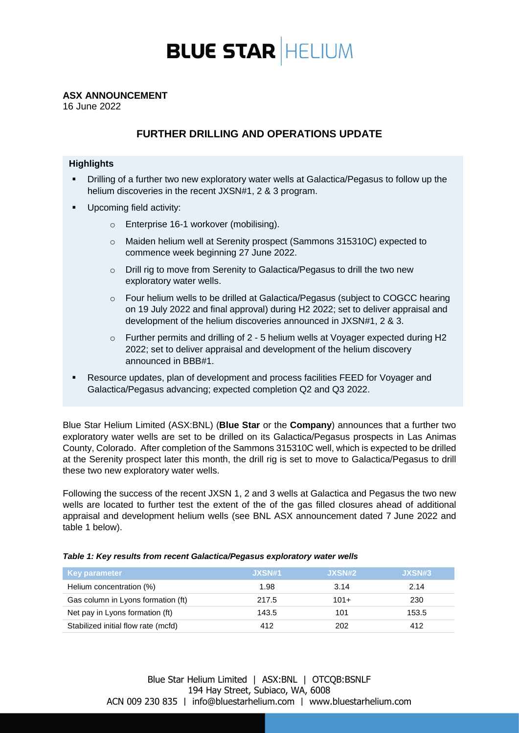# BLUE STAR HELIUM

**ASX ANNOUNCEMENT**
16 June 2022

## FURTHER DRILLING AND OPERATIONS UPDATE

### Highlights

- Drilling of a further two new exploratory water wells at Galactica/Pegasus to follow up the helium discoveries in the recent JXSN#1, 2 & 3 program.
- Upcoming field activity:
  - Enterprise 16-1 workover (mobilising).
  - Maiden helium well at Serenity prospect (Sammons 315310C) expected to commence week beginning 27 June 2022.
  - Drill rig to move from Serenity to Galactica/Pegasus to drill the two new exploratory water wells.
  - Four helium wells to be drilled at Galactica/Pegasus (subject to COGCC hearing on 19 July 2022 and final approval) during H2 2022; set to deliver appraisal and development of the helium discoveries announced in JXSN#1, 2 & 3.
  - Further permits and drilling of 2 - 5 helium wells at Voyager expected during H2 2022; set to deliver appraisal and development of the helium discovery announced in BBB#1.
- Resource updates, plan of development and process facilities FEED for Voyager and Galactica/Pegasus advancing; expected completion Q2 and Q3 2022.

Blue Star Helium Limited (ASX:BNL) (**Blue Star** or the **Company**) announces that a further two exploratory water wells are set to be drilled on its Galactica/Pegasus prospects in Las Animas County, Colorado. After completion of the Sammons 315310C well, which is expected to be drilled at the Serenity prospect later this month, the drill rig is set to move to Galactica/Pegasus to drill these two new exploratory water wells.

Following the success of the recent JXSN 1, 2 and 3 wells at Galactica and Pegasus the two new wells are located to further test the extent of the of the gas filled closures ahead of additional appraisal and development helium wells (see BNL ASX announcement dated 7 June 2022 and table 1 below).

***Table 1: Key results from recent Galactica/Pegasus exploratory water wells***

| Key parameter | JXSN#1 | JXSN#2 | JXSN#3 |
|---|---|---|---|
| Helium concentration (%) | 1.98 | 3.14 | 2.14 |
| Gas column in Lyons formation (ft) | 217.5 | 101+ | 230 |
| Net pay in Lyons formation (ft) | 143.5 | 101 | 153.5 |
| Stabilized initial flow rate (mcfd) | 412 | 202 | 412 |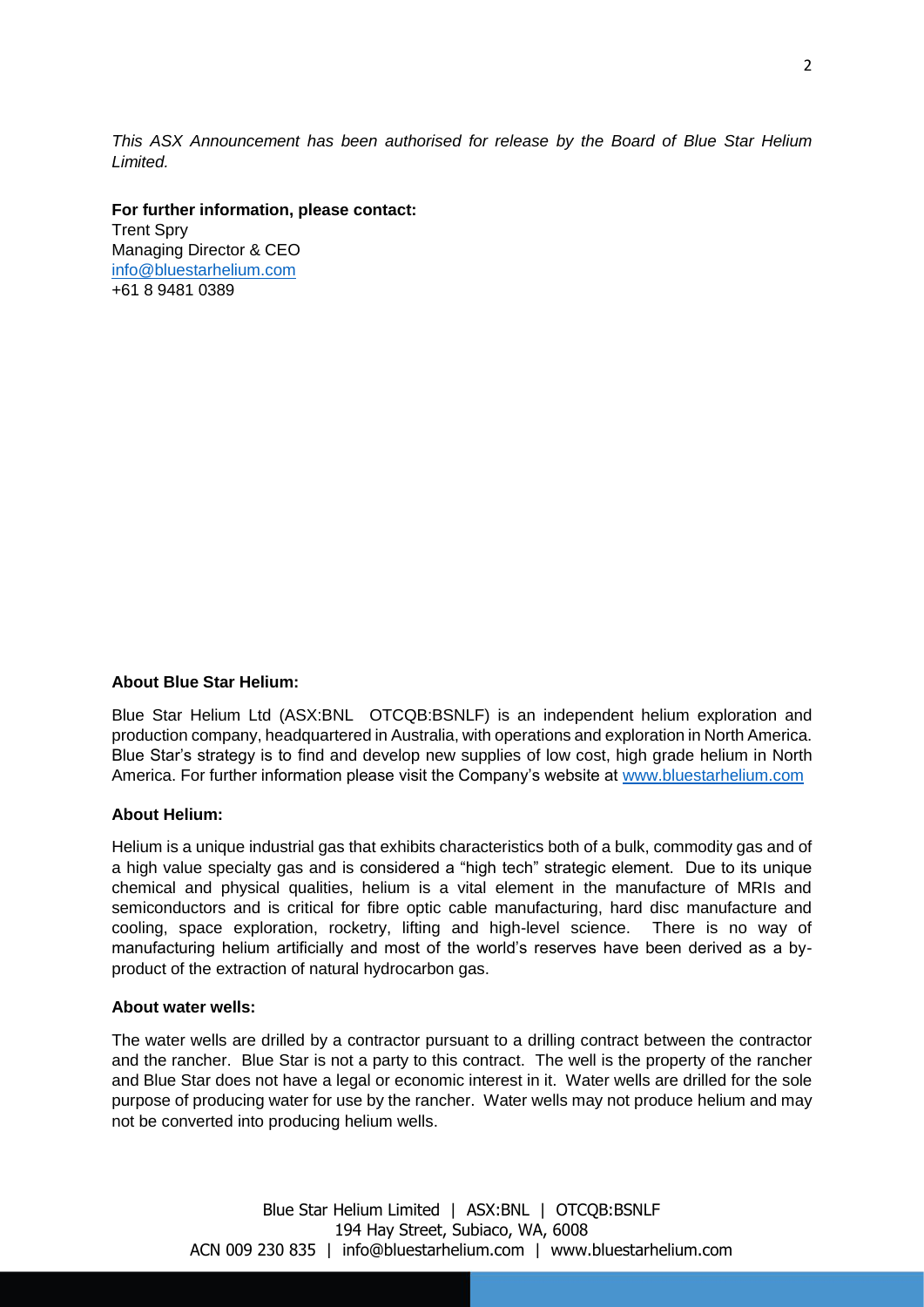*This ASX Announcement has been authorised for release by the Board of Blue Star Helium Limited.*

**For further information, please contact:**
Trent Spry
Managing Director & CEO
info@bluestarhelium.com
+61 8 9481 0389

**About Blue Star Helium:**

Blue Star Helium Ltd (ASX:BNL OTCQB:BSNLF) is an independent helium exploration and production company, headquartered in Australia, with operations and exploration in North America. Blue Star's strategy is to find and develop new supplies of low cost, high grade helium in North America. For further information please visit the Company's website at www.bluestarhelium.com

**About Helium:**

Helium is a unique industrial gas that exhibits characteristics both of a bulk, commodity gas and of a high value specialty gas and is considered a "high tech" strategic element. Due to its unique chemical and physical qualities, helium is a vital element in the manufacture of MRIs and semiconductors and is critical for fibre optic cable manufacturing, hard disc manufacture and cooling, space exploration, rocketry, lifting and high-level science. There is no way of manufacturing helium artificially and most of the world's reserves have been derived as a by-product of the extraction of natural hydrocarbon gas.

**About water wells:**

The water wells are drilled by a contractor pursuant to a drilling contract between the contractor and the rancher. Blue Star is not a party to this contract. The well is the property of the rancher and Blue Star does not have a legal or economic interest in it. Water wells are drilled for the sole purpose of producing water for use by the rancher. Water wells may not produce helium and may not be converted into producing helium wells.